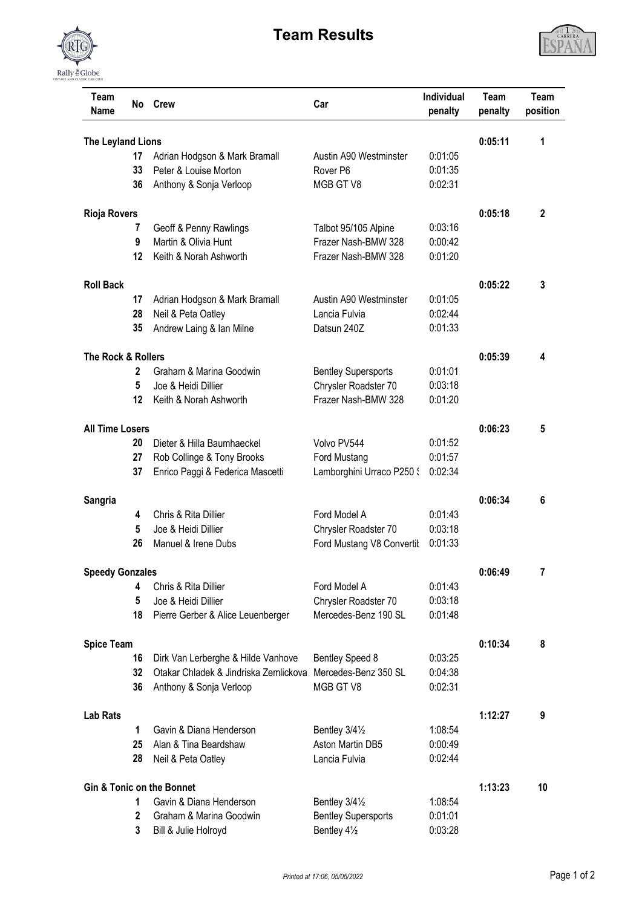# Team Results

| Team Name | No | Crew | Car | Individual penalty | Team penalty | Team position |
|---|---|---|---|---|---|---|
| **The Leyland Lions** | | | | | **0:05:11** | **1** |
| | **17** | Adrian Hodgson & Mark Bramall | Austin A90 Westminster | 0:01:05 | | |
| | **33** | Peter & Louise Morton | Rover P6 | 0:01:35 | | |
| | **36** | Anthony & Sonja Verloop | MGB GT V8 | 0:02:31 | | |
| **Rioja Rovers** | | | | | **0:05:18** | **2** |
| | **7** | Geoff & Penny Rawlings | Talbot 95/105 Alpine | 0:03:16 | | |
| | **9** | Martin & Olivia Hunt | Frazer Nash-BMW 328 | 0:00:42 | | |
| | **12** | Keith & Norah Ashworth | Frazer Nash-BMW 328 | 0:01:20 | | |
| **Roll Back** | | | | | **0:05:22** | **3** |
| | **17** | Adrian Hodgson & Mark Bramall | Austin A90 Westminster | 0:01:05 | | |
| | **28** | Neil & Peta Oatley | Lancia Fulvia | 0:02:44 | | |
| | **35** | Andrew Laing & Ian Milne | Datsun 240Z | 0:01:33 | | |
| **The Rock & Rollers** | | | | | **0:05:39** | **4** |
| | **2** | Graham & Marina Goodwin | Bentley Supersports | 0:01:01 | | |
| | **5** | Joe & Heidi Dillier | Chrysler Roadster 70 | 0:03:18 | | |
| | **12** | Keith & Norah Ashworth | Frazer Nash-BMW 328 | 0:01:20 | | |
| **All Time Losers** | | | | | **0:06:23** | **5** |
| | **20** | Dieter & Hilla Baumhaeckel | Volvo PV544 | 0:01:52 | | |
| | **27** | Rob Collinge & Tony Brooks | Ford Mustang | 0:01:57 | | |
| | **37** | Enrico Paggi & Federica Mascetti | Lamborghini Urraco P250 S | 0:02:34 | | |
| **Sangria** | | | | | **0:06:34** | **6** |
| | **4** | Chris & Rita Dillier | Ford Model A | 0:01:43 | | |
| | **5** | Joe & Heidi Dillier | Chrysler Roadster 70 | 0:03:18 | | |
| | **26** | Manuel & Irene Dubs | Ford Mustang V8 Convertil | 0:01:33 | | |
| **Speedy Gonzales** | | | | | **0:06:49** | **7** |
| | **4** | Chris & Rita Dillier | Ford Model A | 0:01:43 | | |
| | **5** | Joe & Heidi Dillier | Chrysler Roadster 70 | 0:03:18 | | |
| | **18** | Pierre Gerber & Alice Leuenberger | Mercedes-Benz 190 SL | 0:01:48 | | |
| **Spice Team** | | | | | **0:10:34** | **8** |
| | **16** | Dirk Van Lerberghe & Hilde Vanhove | Bentley Speed 8 | 0:03:25 | | |
| | **32** | Otakar Chladek & Jindriska Zemlickova | Mercedes-Benz 350 SL | 0:04:38 | | |
| | **36** | Anthony & Sonja Verloop | MGB GT V8 | 0:02:31 | | |
| **Lab Rats** | | | | | **1:12:27** | **9** |
| | **1** | Gavin & Diana Henderson | Bentley 3/4½ | 1:08:54 | | |
| | **25** | Alan & Tina Beardshaw | Aston Martin DB5 | 0:00:49 | | |
| | **28** | Neil & Peta Oatley | Lancia Fulvia | 0:02:44 | | |
| **Gin & Tonic on the Bonnet** | | | | | **1:13:23** | **10** |
| | **1** | Gavin & Diana Henderson | Bentley 3/4½ | 1:08:54 | | |
| | **2** | Graham & Marina Goodwin | Bentley Supersports | 0:01:01 | | |
| | **3** | Bill & Julie Holroyd | Bentley 4½ | 0:03:28 | | |

*Printed at 17:06, 05/05/2022*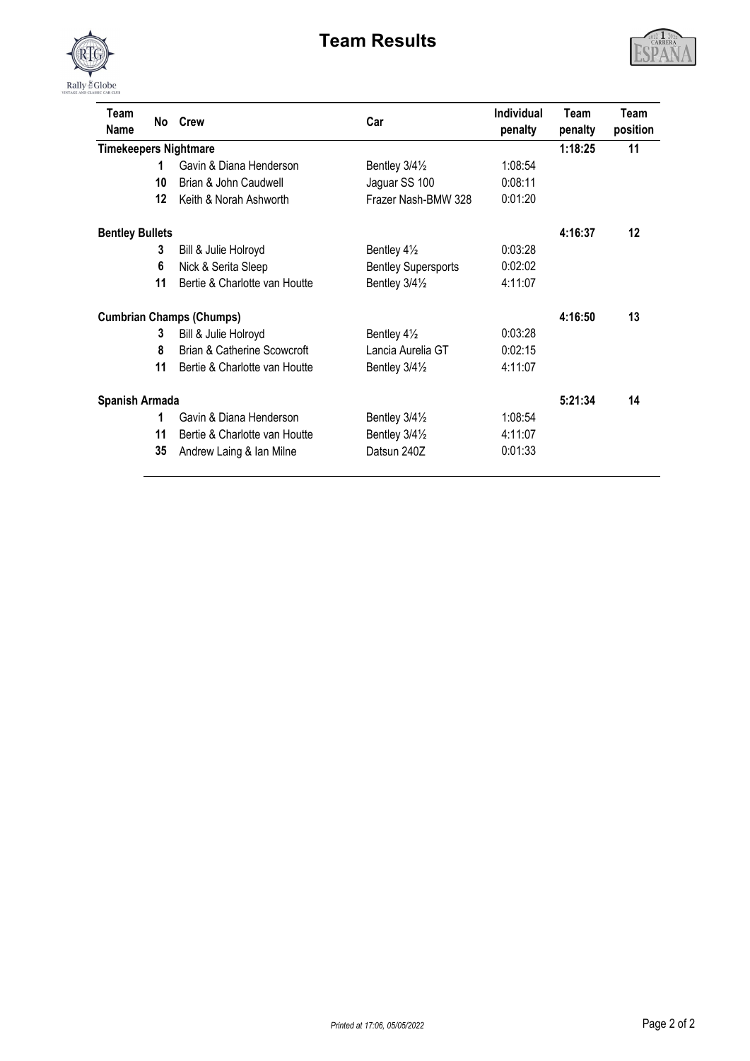# Team Results

| Team Name | No | Crew | Car | Individual penalty | Team penalty | Team position |
|---|---|---|---|---|---|---|
| **Timekeepers Nightmare** | | | | | **1:18:25** | **11** |
| | **1** | Gavin & Diana Henderson | Bentley 3/4½ | 1:08:54 | | |
| | **10** | Brian & John Caudwell | Jaguar SS 100 | 0:08:11 | | |
| | **12** | Keith & Norah Ashworth | Frazer Nash-BMW 328 | 0:01:20 | | |
| **Bentley Bullets** | | | | | **4:16:37** | **12** |
| | **3** | Bill & Julie Holroyd | Bentley 4½ | 0:03:28 | | |
| | **6** | Nick & Serita Sleep | Bentley Supersports | 0:02:02 | | |
| | **11** | Bertie & Charlotte van Houtte | Bentley 3/4½ | 4:11:07 | | |
| **Cumbrian Champs (Chumps)** | | | | | **4:16:50** | **13** |
| | **3** | Bill & Julie Holroyd | Bentley 4½ | 0:03:28 | | |
| | **8** | Brian & Catherine Scowcroft | Lancia Aurelia GT | 0:02:15 | | |
| | **11** | Bertie & Charlotte van Houtte | Bentley 3/4½ | 4:11:07 | | |
| **Spanish Armada** | | | | | **5:21:34** | **14** |
| | **1** | Gavin & Diana Henderson | Bentley 3/4½ | 1:08:54 | | |
| | **11** | Bertie & Charlotte van Houtte | Bentley 3/4½ | 4:11:07 | | |
| | **35** | Andrew Laing & Ian Milne | Datsun 240Z | 0:01:33 | | |

*Printed at 17:06, 05/05/2022*